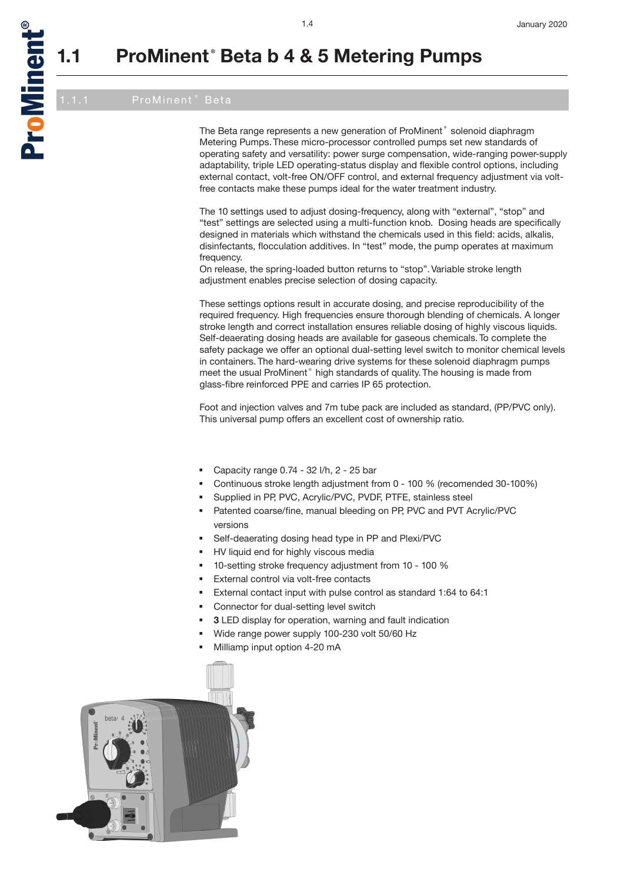# 1.1 ProMinent® Beta b 4 & 5 Metering Pumps

## 1.1.1 ProMinent® Beta

The Beta range represents a new generation of ProMinent® solenoid diaphragm Metering Pumps. These micro-processor controlled pumps set new standards of operating safety and versatility: power surge compensation, wide-ranging power-supply adaptability, triple LED operating-status display and flexible control options, including external contact, volt-free ON/OFF control, and external frequency adjustment via volt-free contacts make these pumps ideal for the water treatment industry.

The 10 settings used to adjust dosing-frequency, along with "external", "stop" and "test" settings are selected using a multi-function knob. Dosing heads are specifically designed in materials which withstand the chemicals used in this field: acids, alkalis, disinfectants, flocculation additives. In "test" mode, the pump operates at maximum frequency.
On release, the spring-loaded button returns to "stop". Variable stroke length adjustment enables precise selection of dosing capacity.

These settings options result in accurate dosing, and precise reproducibility of the required frequency. High frequencies ensure thorough blending of chemicals. A longer stroke length and correct installation ensures reliable dosing of highly viscous liquids. Self-deaerating dosing heads are available for gaseous chemicals. To complete the safety package we offer an optional dual-setting level switch to monitor chemical levels in containers. The hard-wearing drive systems for these solenoid diaphragm pumps meet the usual ProMinent® high standards of quality. The housing is made from glass-fibre reinforced PPE and carries IP 65 protection.

Foot and injection valves and 7m tube pack are included as standard, (PP/PVC only). This universal pump offers an excellent cost of ownership ratio.

- Capacity range 0.74 - 32 l/h, 2 - 25 bar
- Continuous stroke length adjustment from 0 - 100 % (recomended 30-100%)
- Supplied in PP, PVC, Acrylic/PVC, PVDF, PTFE, stainless steel
- Patented coarse/fine, manual bleeding on PP, PVC and PVT Acrylic/PVC versions
- Self-deaerating dosing head type in PP and Plexi/PVC
- HV liquid end for highly viscous media
- 10-setting stroke frequency adjustment from 10 - 100 %
- External control via volt-free contacts
- External contact input with pulse control as standard 1:64 to 64:1
- Connector for dual-setting level switch
- **3** LED display for operation, warning and fault indication
- Wide range power supply 100-230 volt 50/60 Hz
- Milliamp input option 4-20 mA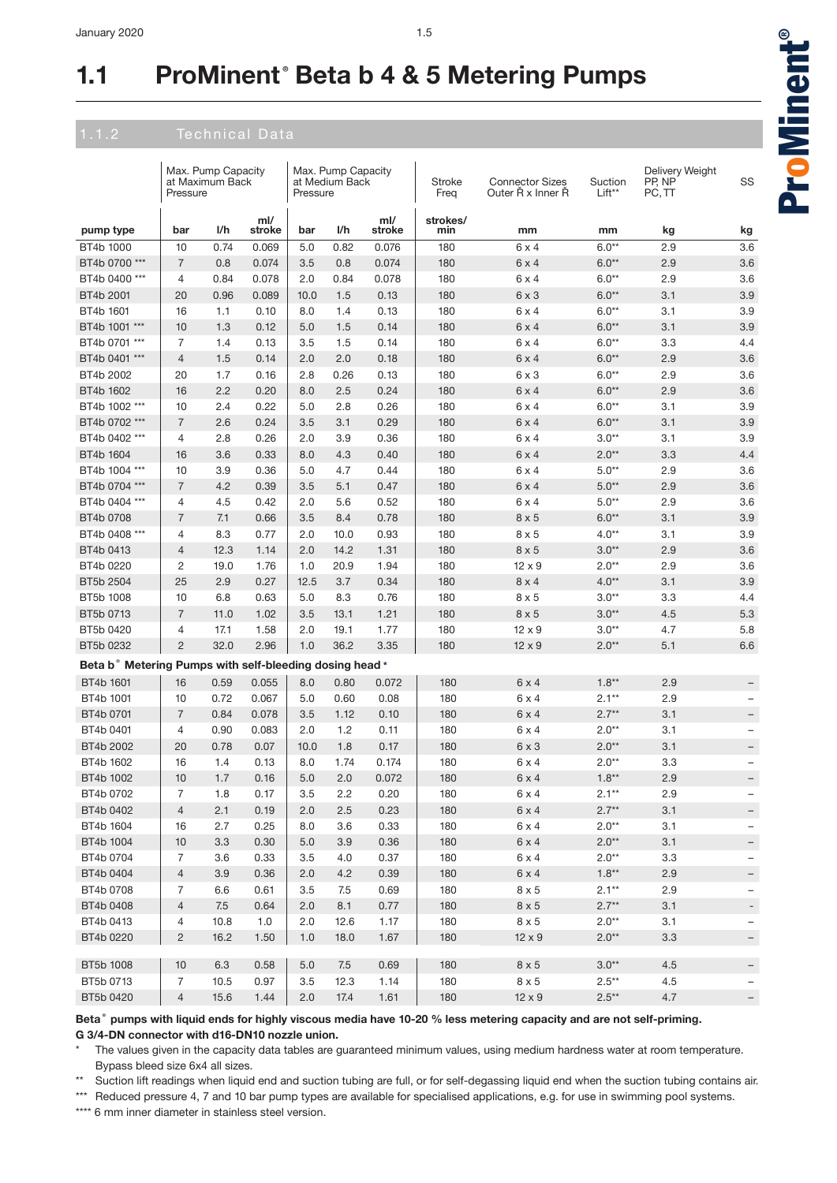# 1.1 ProMinent® Beta b 4 & 5 Metering Pumps

## 1.1.2 Technical Data

| | Max. Pump Capacity at Maximum Back Pressure | | | Max. Pump Capacity at Medium Back Pressure | | | Stroke Freq | Connector Sizes Outer Ř x Inner Ř | Suction Lift** | Delivery Weight PP, NP PC, TT | SS |
|---|---|---|---|---|---|---|---|---|---|---|---|
| pump type | bar | l/h | ml/ stroke | bar | l/h | ml/ stroke | strokes/ min | mm | mm | kg | kg |
| BT4b 1000 | 10 | 0.74 | 0.069 | 5.0 | 0.82 | 0.076 | 180 | 6 x 4 | 6.0** | 2.9 | 3.6 |
| BT4b 0700 *** | 7 | 0.8 | 0.074 | 3.5 | 0.8 | 0.074 | 180 | 6 x 4 | 6.0** | 2.9 | 3.6 |
| BT4b 0400 *** | 4 | 0.84 | 0.078 | 2.0 | 0.84 | 0.078 | 180 | 6 x 4 | 6.0** | 2.9 | 3.6 |
| BT4b 2001 | 20 | 0.96 | 0.089 | 10.0 | 1.5 | 0.13 | 180 | 6 x 3 | 6.0** | 3.1 | 3.9 |
| BT4b 1601 | 16 | 1.1 | 0.10 | 8.0 | 1.4 | 0.13 | 180 | 6 x 4 | 6.0** | 3.1 | 3.9 |
| BT4b 1001 *** | 10 | 1.3 | 0.12 | 5.0 | 1.5 | 0.14 | 180 | 6 x 4 | 6.0** | 3.1 | 3.9 |
| BT4b 0701 *** | 7 | 1.4 | 0.13 | 3.5 | 1.5 | 0.14 | 180 | 6 x 4 | 6.0** | 3.3 | 4.4 |
| BT4b 0401 *** | 4 | 1.5 | 0.14 | 2.0 | 2.0 | 0.18 | 180 | 6 x 4 | 6.0** | 2.9 | 3.6 |
| BT4b 2002 | 20 | 1.7 | 0.16 | 2.8 | 0.26 | 0.13 | 180 | 6 x 3 | 6.0** | 2.9 | 3.6 |
| BT4b 1602 | 16 | 2.2 | 0.20 | 8.0 | 2.5 | 0.24 | 180 | 6 x 4 | 6.0** | 2.9 | 3.6 |
| BT4b 1002 *** | 10 | 2.4 | 0.22 | 5.0 | 2.8 | 0.26 | 180 | 6 x 4 | 6.0** | 3.1 | 3.9 |
| BT4b 0702 *** | 7 | 2.6 | 0.24 | 3.5 | 3.1 | 0.29 | 180 | 6 x 4 | 6.0** | 3.1 | 3.9 |
| BT4b 0402 *** | 4 | 2.8 | 0.26 | 2.0 | 3.9 | 0.36 | 180 | 6 x 4 | 3.0** | 3.1 | 3.9 |
| BT4b 1604 | 16 | 3.6 | 0.33 | 8.0 | 4.3 | 0.40 | 180 | 6 x 4 | 2.0** | 3.3 | 4.4 |
| BT4b 1004 *** | 10 | 3.9 | 0.36 | 5.0 | 4.7 | 0.44 | 180 | 6 x 4 | 5.0** | 2.9 | 3.6 |
| BT4b 0704 *** | 7 | 4.2 | 0.39 | 3.5 | 5.1 | 0.47 | 180 | 6 x 4 | 5.0** | 2.9 | 3.6 |
| BT4b 0404 *** | 4 | 4.5 | 0.42 | 2.0 | 5.6 | 0.52 | 180 | 6 x 4 | 5.0** | 2.9 | 3.6 |
| BT4b 0708 | 7 | 7.1 | 0.66 | 3.5 | 8.4 | 0.78 | 180 | 8 x 5 | 6.0** | 3.1 | 3.9 |
| BT4b 0408 *** | 4 | 8.3 | 0.77 | 2.0 | 10.0 | 0.93 | 180 | 8 x 5 | 4.0** | 3.1 | 3.9 |
| BT4b 0413 | 4 | 12.3 | 1.14 | 2.0 | 14.2 | 1.31 | 180 | 8 x 5 | 3.0** | 2.9 | 3.6 |
| BT4b 0220 | 2 | 19.0 | 1.76 | 1.0 | 20.9 | 1.94 | 180 | 12 x 9 | 2.0** | 2.9 | 3.6 |
| BT5b 2504 | 25 | 2.9 | 0.27 | 12.5 | 3.7 | 0.34 | 180 | 8 x 4 | 4.0** | 3.1 | 3.9 |
| BT5b 1008 | 10 | 6.8 | 0.63 | 5.0 | 8.3 | 0.76 | 180 | 8 x 5 | 3.0** | 3.3 | 4.4 |
| BT5b 0713 | 7 | 11.0 | 1.02 | 3.5 | 13.1 | 1.21 | 180 | 8 x 5 | 3.0** | 4.5 | 5.3 |
| BT5b 0420 | 4 | 17.1 | 1.58 | 2.0 | 19.1 | 1.77 | 180 | 12 x 9 | 3.0** | 4.7 | 5.8 |
| BT5b 0232 | 2 | 32.0 | 2.96 | 1.0 | 36.2 | 3.35 | 180 | 12 x 9 | 2.0** | 5.1 | 6.6 |
| **Beta b® Metering Pumps with self-bleeding dosing head *** | | | | | | | | | | | |
| BT4b 1601 | 16 | 0.59 | 0.055 | 8.0 | 0.80 | 0.072 | 180 | 6 x 4 | 1.8** | 2.9 | – |
| BT4b 1001 | 10 | 0.72 | 0.067 | 5.0 | 0.60 | 0.08 | 180 | 6 x 4 | 2.1** | 2.9 | – |
| BT4b 0701 | 7 | 0.84 | 0.078 | 3.5 | 1.12 | 0.10 | 180 | 6 x 4 | 2.7** | 3.1 | – |
| BT4b 0401 | 4 | 0.90 | 0.083 | 2.0 | 1.2 | 0.11 | 180 | 6 x 4 | 2.0** | 3.1 | – |
| BT4b 2002 | 20 | 0.78 | 0.07 | 10.0 | 1.8 | 0.17 | 180 | 6 x 3 | 2.0** | 3.1 | – |
| BT4b 1602 | 16 | 1.4 | 0.13 | 8.0 | 1.74 | 0.174 | 180 | 6 x 4 | 2.0** | 3.3 | – |
| BT4b 1002 | 10 | 1.7 | 0.16 | 5.0 | 2.0 | 0.072 | 180 | 6 x 4 | 1.8** | 2.9 | – |
| BT4b 0702 | 7 | 1.8 | 0.17 | 3.5 | 2.2 | 0.20 | 180 | 6 x 4 | 2.1** | 2.9 | – |
| BT4b 0402 | 4 | 2.1 | 0.19 | 2.0 | 2.5 | 0.23 | 180 | 6 x 4 | 2.7** | 3.1 | – |
| BT4b 1604 | 16 | 2.7 | 0.25 | 8.0 | 3.6 | 0.33 | 180 | 6 x 4 | 2.0** | 3.1 | – |
| BT4b 1004 | 10 | 3.3 | 0.30 | 5.0 | 3.9 | 0.36 | 180 | 6 x 4 | 2.0** | 3.1 | – |
| BT4b 0704 | 7 | 3.6 | 0.33 | 3.5 | 4.0 | 0.37 | 180 | 6 x 4 | 2.0** | 3.3 | – |
| BT4b 0404 | 4 | 3.9 | 0.36 | 2.0 | 4.2 | 0.39 | 180 | 6 x 4 | 1.8** | 2.9 | – |
| BT4b 0708 | 7 | 6.6 | 0.61 | 3.5 | 7.5 | 0.69 | 180 | 8 x 5 | 2.1** | 2.9 | – |
| BT4b 0408 | 4 | 7.5 | 0.64 | 2.0 | 8.1 | 0.77 | 180 | 8 x 5 | 2.7** | 3.1 | - |
| BT4b 0413 | 4 | 10.8 | 1.0 | 2.0 | 12.6 | 1.17 | 180 | 8 x 5 | 2.0** | 3.1 | – |
| BT4b 0220 | 2 | 16.2 | 1.50 | 1.0 | 18.0 | 1.67 | 180 | 12 x 9 | 2.0** | 3.3 | – |
| BT5b 1008 | 10 | 6.3 | 0.58 | 5.0 | 7.5 | 0.69 | 180 | 8 x 5 | 3.0** | 4.5 | – |
| BT5b 0713 | 7 | 10.5 | 0.97 | 3.5 | 12.3 | 1.14 | 180 | 8 x 5 | 2.5** | 4.5 | – |
| BT5b 0420 | 4 | 15.6 | 1.44 | 2.0 | 17.4 | 1.61 | 180 | 12 x 9 | 2.5** | 4.7 | – |

**Beta® pumps with liquid ends for highly viscous media have 10-20 % less metering capacity and are not self-priming.**
**G 3/4-DN connector with d16-DN10 nozzle union.**

\* The values given in the capacity data tables are guaranteed minimum values, using medium hardness water at room temperature. Bypass bleed size 6x4 all sizes.

\** Suction lift readings when liquid end and suction tubing are full, or for self-degassing liquid end when the suction tubing contains air.

\*** Reduced pressure 4, 7 and 10 bar pump types are available for specialised applications, e.g. for use in swimming pool systems.

\**** 6 mm inner diameter in stainless steel version.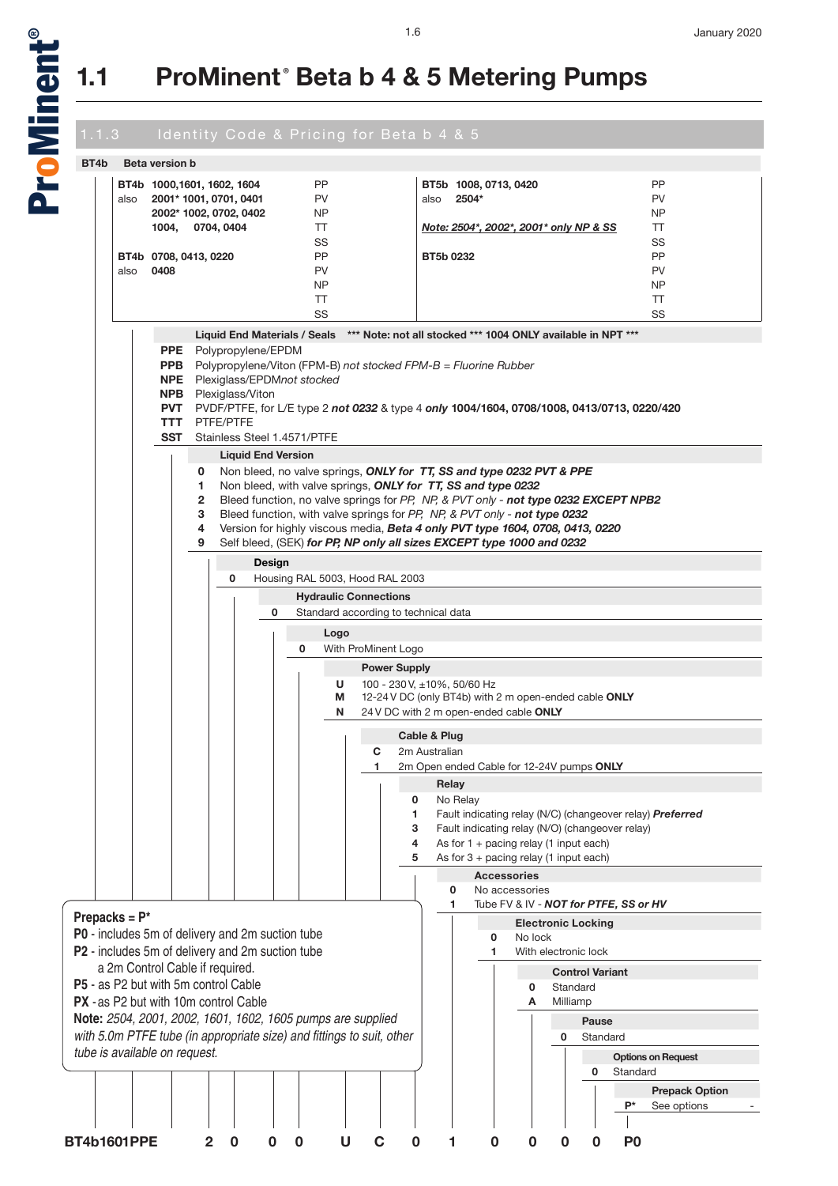# 1.1 ProMinent® Beta b 4 & 5 Metering Pumps

## 1.1.3 Identity Code & Pricing for Beta b 4 & 5

**BT4b** **Beta version b**

| | | | |
|---|---|---|---|
| **BT4b 1000,1601, 1602, 1604**<br>also **2001* 1001, 0701, 0401**<br>**2002* 1002, 0702, 0402**<br>**1004, 0704, 0404** | PP<br>PV<br>NP<br>TT<br>SS | **BT5b 1008, 0713, 0420**<br>also **2504***<br>***Note: 2504*, 2002*, 2001* only NP & SS*** | PP<br>PV<br>NP<br>TT<br>SS |
| **BT4b 0708, 0413, 0220**<br>also **0408** | PP<br>PV<br>NP<br>TT<br>SS | **BT5b 0232** | PP<br>PV<br>NP<br>TT<br>SS |

**Liquid End Materials / Seals** *** **Note: not all stocked** *** **1004 ONLY available in NPT** ***

- **PPE** Polypropylene/EPDM
- **PPB** Polypropylene/Viton (FPM-B) *not stocked FPM-B = Fluorine Rubber*
- **NPE** Plexiglass/EPDM*not stocked*
- **NPB** Plexiglass/Viton
- **PVT** PVDF/PTFE, for L/E type 2 ***not* 0232** & type 4 ***only* 1004/1604, 0708/1008, 0413/0713, 0220/420**
- **TTT** PTFE/PTFE
- **SST** Stainless Steel 1.4571/PTFE

**Liquid End Version**

- **0** Non bleed, no valve springs, ***ONLY for TT, SS and type 0232 PVT & PPE***
- **1** Non bleed, with valve springs, ***ONLY for TT, SS and type 0232***
- **2** Bleed function, no valve springs for *PP, NP, & PVT only* - ***not type 0232 EXCEPT NPB2***
- **3** Bleed function, with valve springs for *PP, NP, & PVT only* - ***not type 0232***
- **4** Version for highly viscous media, ***Beta 4 only PVT type 1604, 0708, 0413, 0220***
- **9** Self bleed, (SEK) ***for PP, NP only all sizes EXCEPT type 1000 and 0232***

**Design**

- **0** Housing RAL 5003, Hood RAL 2003

**Hydraulic Connections**

- **0** Standard according to technical data

**Logo**

- **0** With ProMinent Logo

**Power Supply**

- **U** 100 - 230 V, ±10%, 50/60 Hz
- **M** 12-24 V DC (only BT4b) with 2 m open-ended cable **ONLY**
- **N** 24 V DC with 2 m open-ended cable **ONLY**

**Cable & Plug**

- **C** 2m Australian
- **1** 2m Open ended Cable for 12-24V pumps **ONLY**

**Relay**

- **0** No Relay
- **1** Fault indicating relay (N/C) (changeover relay) ***Preferred***
- **3** Fault indicating relay (N/O) (changeover relay)
- **4** As for 1 + pacing relay (1 input each)
- **5** As for 3 + pacing relay (1 input each)

**Accessories**

- **0** No accessories
- **1** Tube FV & IV - ***NOT for PTFE, SS or HV***

**Electronic Locking**

- **0** No lock
- **1** With electronic lock

**Control Variant**

- **0** Standard
- **A** Milliamp

**Pause**

- **0** Standard

**Options on Request**

- **0** Standard

**Prepack Option**

- **P*** See options -

**Prepacks = P***

- **P0** - includes 5m of delivery and 2m suction tube
- **P2** - includes 5m of delivery and 2m suction tube a 2m Control Cable if required.
- **P5** - as P2 but with 5m control Cable
- **PX** - as P2 but with 10m control Cable

**Note:** *2504, 2001, 2002, 1601, 1602, 1605 pumps are supplied with 5.0m PTFE tube (in appropriate size) and fittings to suit, other tube is available on request.*

**Example:** **BT4b1601PPE 2 0 0 0 U C 0 1 0 0 0 0 P0**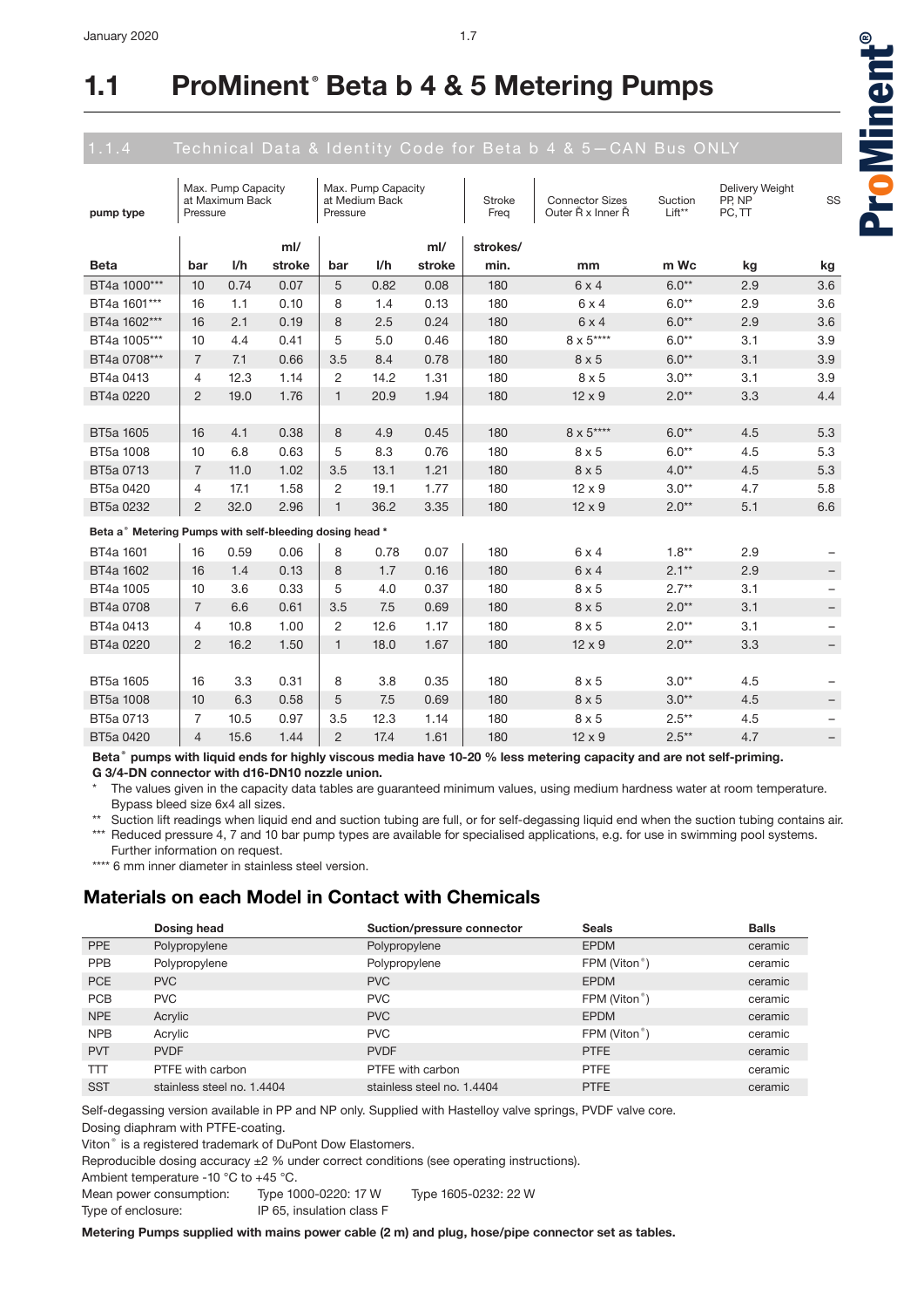# 1.1 ProMinent® Beta b 4 & 5 Metering Pumps

## 1.1.4 Technical Data & Identity Code for Beta b 4 & 5 — CAN Bus ONLY

| pump type | Max. Pump Capacity at Maximum Back Pressure | | | Max. Pump Capacity at Medium Back Pressure | | | Stroke Freq | Connector Sizes Outer Ř x Inner Ř | Suction Lift** | Delivery Weight PP, NP PC, TT | SS |
|---|---|---|---|---|---|---|---|---|---|---|---|
| **Beta** | **bar** | **l/h** | **ml/ stroke** | **bar** | **l/h** | **ml/ stroke** | **strokes/ min.** | **mm** | **m Wc** | **kg** | **kg** |
| BT4a 1000*** | 10 | 0.74 | 0.07 | 5 | 0.82 | 0.08 | 180 | 6 x 4 | 6.0** | 2.9 | 3.6 |
| BT4a 1601*** | 16 | 1.1 | 0.10 | 8 | 1.4 | 0.13 | 180 | 6 x 4 | 6.0** | 2.9 | 3.6 |
| BT4a 1602*** | 16 | 2.1 | 0.19 | 8 | 2.5 | 0.24 | 180 | 6 x 4 | 6.0** | 2.9 | 3.6 |
| BT4a 1005*** | 10 | 4.4 | 0.41 | 5 | 5.0 | 0.46 | 180 | 8 x 5**** | 6.0** | 3.1 | 3.9 |
| BT4a 0708*** | 7 | 7.1 | 0.66 | 3.5 | 8.4 | 0.78 | 180 | 8 x 5 | 6.0** | 3.1 | 3.9 |
| BT4a 0413 | 4 | 12.3 | 1.14 | 2 | 14.2 | 1.31 | 180 | 8 x 5 | 3.0** | 3.1 | 3.9 |
| BT4a 0220 | 2 | 19.0 | 1.76 | 1 | 20.9 | 1.94 | 180 | 12 x 9 | 2.0** | 3.3 | 4.4 |
| BT5a 1605 | 16 | 4.1 | 0.38 | 8 | 4.9 | 0.45 | 180 | 8 x 5**** | 6.0** | 4.5 | 5.3 |
| BT5a 1008 | 10 | 6.8 | 0.63 | 5 | 8.3 | 0.76 | 180 | 8 x 5 | 6.0** | 4.5 | 5.3 |
| BT5a 0713 | 7 | 11.0 | 1.02 | 3.5 | 13.1 | 1.21 | 180 | 8 x 5 | 4.0** | 4.5 | 5.3 |
| BT5a 0420 | 4 | 17.1 | 1.58 | 2 | 19.1 | 1.77 | 180 | 12 x 9 | 3.0** | 4.7 | 5.8 |
| BT5a 0232 | 2 | 32.0 | 2.96 | 1 | 36.2 | 3.35 | 180 | 12 x 9 | 2.0** | 5.1 | 6.6 |
| **Beta a® Metering Pumps with self-bleeding dosing head *** | | | | | | | | | | | |
| BT4a 1601 | 16 | 0.59 | 0.06 | 8 | 0.78 | 0.07 | 180 | 6 x 4 | 1.8** | 2.9 | – |
| BT4a 1602 | 16 | 1.4 | 0.13 | 8 | 1.7 | 0.16 | 180 | 6 x 4 | 2.1** | 2.9 | – |
| BT4a 1005 | 10 | 3.6 | 0.33 | 5 | 4.0 | 0.37 | 180 | 8 x 5 | 2.7** | 3.1 | – |
| BT4a 0708 | 7 | 6.6 | 0.61 | 3.5 | 7.5 | 0.69 | 180 | 8 x 5 | 2.0** | 3.1 | – |
| BT4a 0413 | 4 | 10.8 | 1.00 | 2 | 12.6 | 1.17 | 180 | 8 x 5 | 2.0** | 3.1 | – |
| BT4a 0220 | 2 | 16.2 | 1.50 | 1 | 18.0 | 1.67 | 180 | 12 x 9 | 2.0** | 3.3 | – |
| BT5a 1605 | 16 | 3.3 | 0.31 | 8 | 3.8 | 0.35 | 180 | 8 x 5 | 3.0** | 4.5 | – |
| BT5a 1008 | 10 | 6.3 | 0.58 | 5 | 7.5 | 0.69 | 180 | 8 x 5 | 3.0** | 4.5 | – |
| BT5a 0713 | 7 | 10.5 | 0.97 | 3.5 | 12.3 | 1.14 | 180 | 8 x 5 | 2.5** | 4.5 | – |
| BT5a 0420 | 4 | 15.6 | 1.44 | 2 | 17.4 | 1.61 | 180 | 12 x 9 | 2.5** | 4.7 | – |

**Beta® pumps with liquid ends for highly viscous media have 10-20 % less metering capacity and are not self-priming. G 3/4-DN connector with d16-DN10 nozzle union.**

\* The values given in the capacity data tables are guaranteed minimum values, using medium hardness water at room temperature. Bypass bleed size 6x4 all sizes.

** Suction lift readings when liquid end and suction tubing are full, or for self-degassing liquid end when the suction tubing contains air.

*** Reduced pressure 4, 7 and 10 bar pump types are available for specialised applications, e.g. for use in swimming pool systems. Further information on request.

**** 6 mm inner diameter in stainless steel version.

## Materials on each Model in Contact with Chemicals

| | Dosing head | Suction/pressure connector | Seals | Balls |
|---|---|---|---|---|
| PPE | Polypropylene | Polypropylene | EPDM | ceramic |
| PPB | Polypropylene | Polypropylene | FPM (Viton®) | ceramic |
| PCE | PVC | PVC | EPDM | ceramic |
| PCB | PVC | PVC | FPM (Viton®) | ceramic |
| NPE | Acrylic | PVC | EPDM | ceramic |
| NPB | Acrylic | PVC | FPM (Viton®) | ceramic |
| PVT | PVDF | PVDF | PTFE | ceramic |
| TTT | PTFE with carbon | PTFE with carbon | PTFE | ceramic |
| SST | stainless steel no. 1.4404 | stainless steel no. 1.4404 | PTFE | ceramic |

Self-degassing version available in PP and NP only. Supplied with Hastelloy valve springs, PVDF valve core.

Dosing diaphram with PTFE-coating.

Viton® is a registered trademark of DuPont Dow Elastomers.

Reproducible dosing accuracy ±2 % under correct conditions (see operating instructions).

Ambient temperature -10 °C to +45 °C.

Mean power consumption: Type 1000-0220: 17 W  Type 1605-0232: 22 W

Type of enclosure: IP 65, insulation class F

**Metering Pumps supplied with mains power cable (2 m) and plug, hose/pipe connector set as tables.**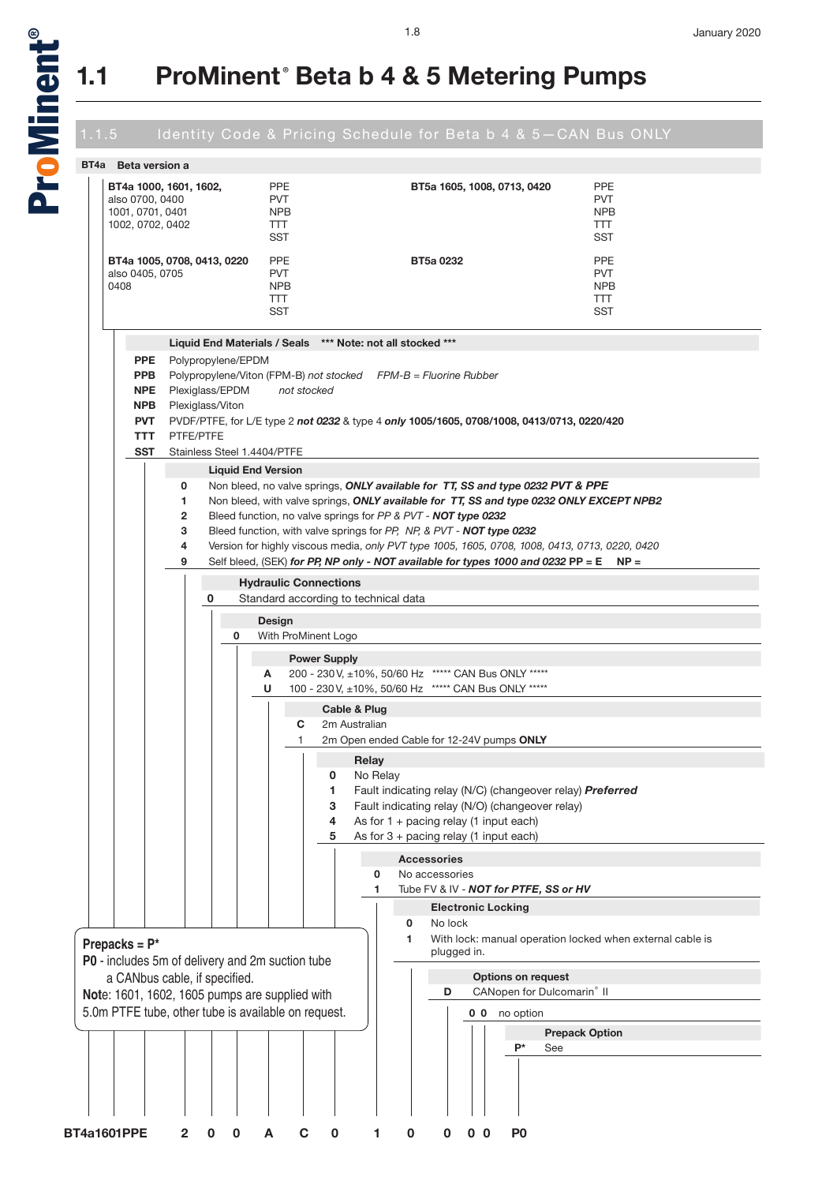# 1.1 ProMinent® Beta b 4 & 5 Metering Pumps

## 1.1.5 Identity Code & Pricing Schedule for Beta b 4 & 5—CAN Bus ONLY

**BT4a Beta version a**

| | | | |
|---|---|---|---|
| **BT4a 1000, 1601, 1602,** also 0700, 0400 1001, 0701, 0401 1002, 0702, 0402 | PPE PVT NPB TTT SST | **BT5a 1605, 1008, 0713, 0420** | PPE PVT NPB TTT SST |
| **BT4a 1005, 0708, 0413, 0220** also 0405, 0705 0408 | PPE PVT NPB TTT SST | **BT5a 0232** | PPE PVT NPB TTT SST |

**Liquid End Materials / Seals** *** Note: not all stocked ***

- **PPE** Polypropylene/EPDM
- **PPB** Polypropylene/Viton (FPM-B) *not stocked* *FPM-B = Fluorine Rubber*
- **NPE** Plexiglass/EPDM *not stocked*
- **NPB** Plexiglass/Viton
- **PVT** PVDF/PTFE, for L/E type 2 ***not 0232*** & type 4 ***only*** **1005/1605, 0708/1008, 0413/0713, 0220/420**
- **TTT** PTFE/PTFE
- **SST** Stainless Steel 1.4404/PTFE

**Liquid End Version**

- **0** Non bleed, no valve springs, ***ONLY available for TT, SS and type 0232 PVT & PPE***
- **1** Non bleed, with valve springs, ***ONLY available for TT, SS and type 0232 ONLY EXCEPT NPB2***
- **2** Bleed function, no valve springs for *PP & PVT* - ***NOT type 0232***
- **3** Bleed function, with valve springs for *PP, NP, & PVT* - ***NOT type 0232***
- **4** Version for highly viscous media, *only PVT type 1005, 1605, 0708, 1008, 0413, 0713, 0220, 0420*
- **9** Self bleed, (SEK) ***for PP, NP only - NOT available for types 1000 and 0232*** **PP = E NP =**

**Hydraulic Connections**

- **0** Standard according to technical data

**Design**

- **0** With ProMinent Logo

**Power Supply**

- **A** 200 - 230 V, ±10%, 50/60 Hz ***** CAN Bus ONLY *****
- **U** 100 - 230 V, ±10%, 50/60 Hz ***** CAN Bus ONLY *****

**Cable & Plug**

- **C** 2m Australian
- 1 2m Open ended Cable for 12-24V pumps **ONLY**

**Relay**

- **0** No Relay
- **1** Fault indicating relay (N/C) (changeover relay) ***Preferred***
- **3** Fault indicating relay (N/O) (changeover relay)
- **4** As for 1 + pacing relay (1 input each)
- **5** As for 3 + pacing relay (1 input each)

**Accessories**

- **0** No accessories
- **1** Tube FV & IV - ***NOT for PTFE, SS or HV***

**Electronic Locking**

- **0** No lock
- **1** With lock: manual operation locked when external cable is plugged in.

**Options on request**

- **D** CANopen for Dulcomarin® II
- **0 0** no option

**Prepack Option**

- **P*** See

> **Prepacks = P***
> **P0** - includes 5m of delivery and 2m suction tube a CANbus cable, if specified.
> **Note**: 1601, 1602, 1605 pumps are supplied with 5.0m PTFE tube, other tube is available on request.

**BT4a1601PPE 2 0 0 A C 0 1 0 0 0 0 P0**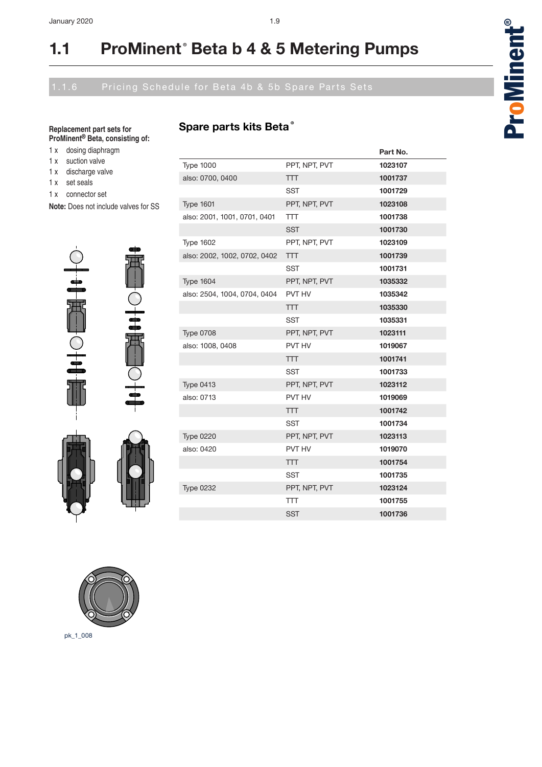# 1.1 ProMinent® Beta b 4 & 5 Metering Pumps

## 1.1.6 Pricing Schedule for Beta 4b & 5b Spare Parts Sets

**Replacement part sets for ProMinent® Beta, consisting of:**

- 1 x dosing diaphragm
- 1 x suction valve
- 1 x discharge valve
- 1 x set seals
- 1 x connector set

**Note:** Does not include valves for SS

pk_1_008

### Spare parts kits Beta®

| | | Part No. |
|---|---|---|
| Type 1000 | PPT, NPT, PVT | **1023107** |
| also: 0700, 0400 | TTT | **1001737** |
| | SST | **1001729** |
| Type 1601 | PPT, NPT, PVT | **1023108** |
| also: 2001, 1001, 0701, 0401 | TTT | **1001738** |
| | SST | **1001730** |
| Type 1602 | PPT, NPT, PVT | **1023109** |
| also: 2002, 1002, 0702, 0402 | TTT | **1001739** |
| | SST | **1001731** |
| Type 1604 | PPT, NPT, PVT | **1035332** |
| also: 2504, 1004, 0704, 0404 | PVT HV | **1035342** |
| | TTT | **1035330** |
| | SST | **1035331** |
| Type 0708 | PPT, NPT, PVT | **1023111** |
| also: 1008, 0408 | PVT HV | **1019067** |
| | TTT | **1001741** |
| | SST | **1001733** |
| Type 0413 | PPT, NPT, PVT | **1023112** |
| also: 0713 | PVT HV | **1019069** |
| | TTT | **1001742** |
| | SST | **1001734** |
| Type 0220 | PPT, NPT, PVT | **1023113** |
| also: 0420 | PVT HV | **1019070** |
| | TTT | **1001754** |
| | SST | **1001735** |
| Type 0232 | PPT, NPT, PVT | **1023124** |
| | TTT | **1001755** |
| | SST | **1001736** |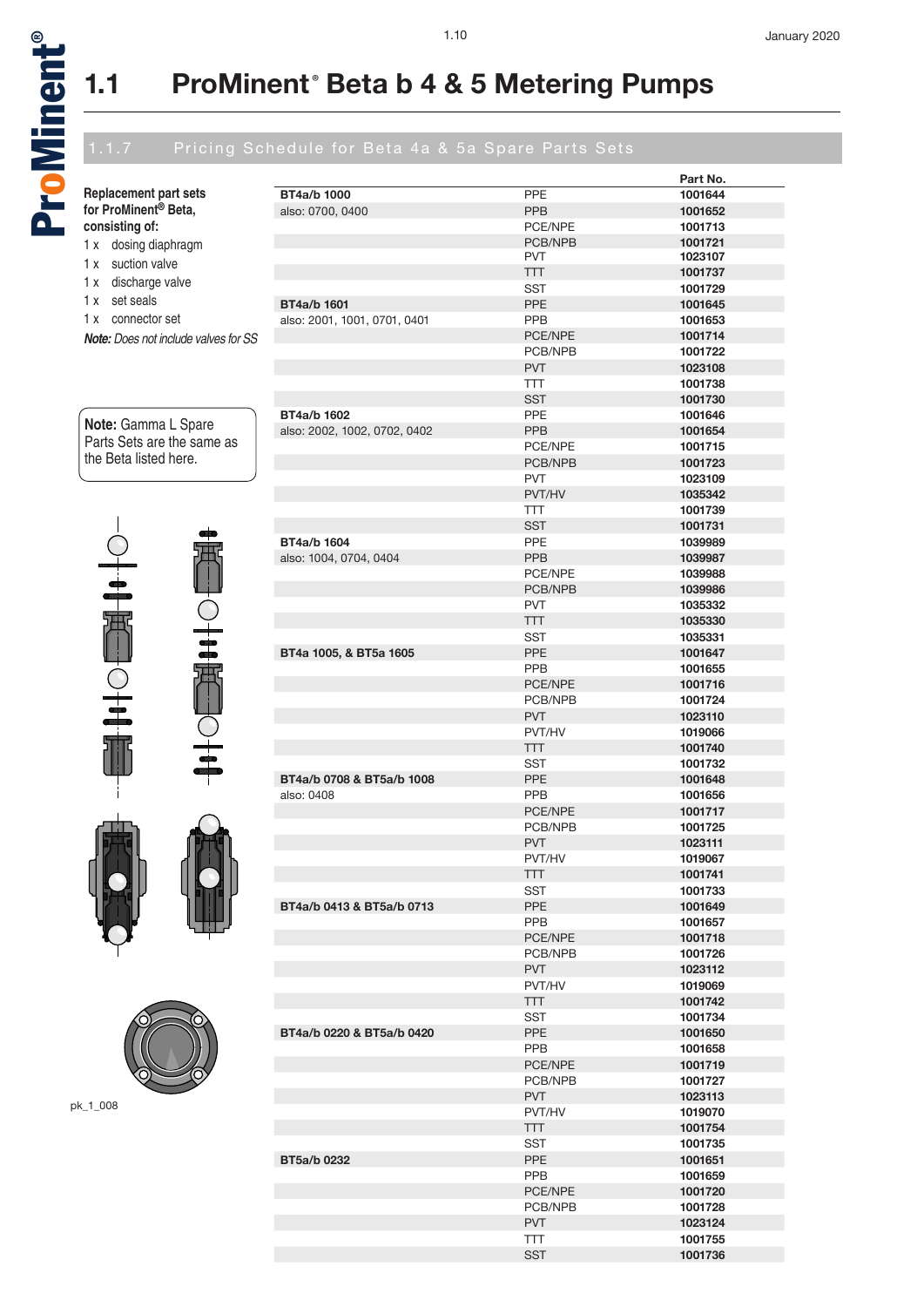# 1.1 ProMinent® Beta b 4 & 5 Metering Pumps

## 1.1.7 Pricing Schedule for Beta 4a & 5a Spare Parts Sets

**Replacement part sets for ProMinent® Beta, consisting of:**

- 1 x dosing diaphragm
- 1 x suction valve
- 1 x discharge valve
- 1 x set seals
- 1 x connector set

***Note:*** *Does not include valves for SS*

**Note:** Gamma L Spare Parts Sets are the same as the Beta listed here.

pk_1_008

| | | Part No. |
|---|---|---|
| **BT4a/b 1000** | PPE | 1001644 |
| also: 0700, 0400 | PPB | 1001652 |
| | PCE/NPE | 1001713 |
| | PCB/NPB | 1001721 |
| | PVT | 1023107 |
| | TTT | 1001737 |
| | SST | 1001729 |
| **BT4a/b 1601** | PPE | 1001645 |
| also: 2001, 1001, 0701, 0401 | PPB | 1001653 |
| | PCE/NPE | 1001714 |
| | PCB/NPB | 1001722 |
| | PVT | 1023108 |
| | TTT | 1001738 |
| | SST | 1001730 |
| **BT4a/b 1602** | PPE | 1001646 |
| also: 2002, 1002, 0702, 0402 | PPB | 1001654 |
| | PCE/NPE | 1001715 |
| | PCB/NPB | 1001723 |
| | PVT | 1023109 |
| | PVT/HV | 1035342 |
| | TTT | 1001739 |
| | SST | 1001731 |
| **BT4a/b 1604** | PPE | 1039989 |
| also: 1004, 0704, 0404 | PPB | 1039987 |
| | PCE/NPE | 1039988 |
| | PCB/NPB | 1039986 |
| | PVT | 1035332 |
| | TTT | 1035330 |
| | SST | 1035331 |
| **BT4a 1005, & BT5a 1605** | PPE | 1001647 |
| | PPB | 1001655 |
| | PCE/NPE | 1001716 |
| | PCB/NPB | 1001724 |
| | PVT | 1023110 |
| | PVT/HV | 1019066 |
| | TTT | 1001740 |
| | SST | 1001732 |
| **BT4a/b 0708 & BT5a/b 1008** | PPE | 1001648 |
| also: 0408 | PPB | 1001656 |
| | PCE/NPE | 1001717 |
| | PCB/NPB | 1001725 |
| | PVT | 1023111 |
| | PVT/HV | 1019067 |
| | TTT | 1001741 |
| | SST | 1001733 |
| **BT4a/b 0413 & BT5a/b 0713** | PPE | 1001649 |
| | PPB | 1001657 |
| | PCE/NPE | 1001718 |
| | PCB/NPB | 1001726 |
| | PVT | 1023112 |
| | PVT/HV | 1019069 |
| | TTT | 1001742 |
| | SST | 1001734 |
| **BT4a/b 0220 & BT5a/b 0420** | PPE | 1001650 |
| | PPB | 1001658 |
| | PCE/NPE | 1001719 |
| | PCB/NPB | 1001727 |
| | PVT | 1023113 |
| | PVT/HV | 1019070 |
| | TTT | 1001754 |
| | SST | 1001735 |
| **BT5a/b 0232** | PPE | 1001651 |
| | PPB | 1001659 |
| | PCE/NPE | 1001720 |
| | PCB/NPB | 1001728 |
| | PVT | 1023124 |
| | TTT | 1001755 |
| | SST | 1001736 |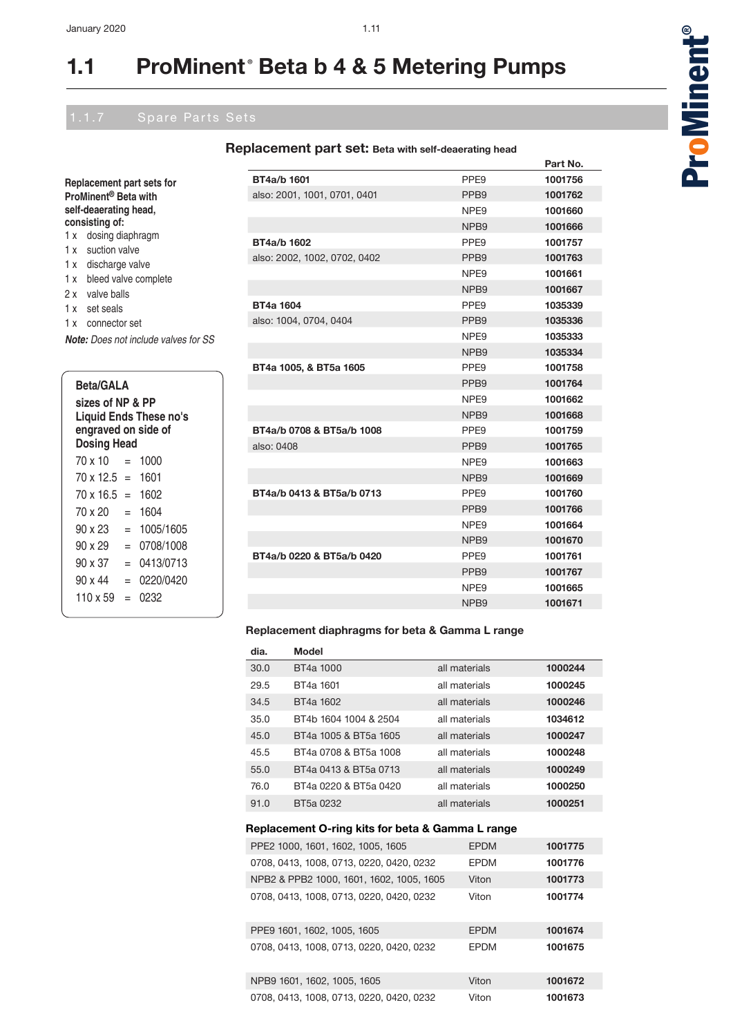# 1.1 ProMinent® Beta b 4 & 5 Metering Pumps

## 1.1.7 Spare Parts Sets

### Replacement part set: Beta with self-deaerating head

**Replacement part sets for ProMinent® Beta with self-deaerating head, consisting of:**

- 1 x dosing diaphragm
- 1 x suction valve
- 1 x discharge valve
- 1 x bleed valve complete
- 2 x valve balls
- 1 x set seals
- 1 x connector set

***Note:*** *Does not include valves for SS*

**Beta/GALA sizes of NP & PP Liquid Ends These no's engraved on side of Dosing Head**

| | | |
|---|---|---|
| 70 x 10 | = | 1000 |
| 70 x 12.5 | = | 1601 |
| 70 x 16.5 | = | 1602 |
| 70 x 20 | = | 1604 |
| 90 x 23 | = | 1005/1605 |
| 90 x 29 | = | 0708/1008 |
| 90 x 37 | = | 0413/0713 |
| 90 x 44 | = | 0220/0420 |
| 110 x 59 | = | 0232 |

| | | Part No. |
|---|---|---|
| **BT4a/b 1601** | PPE9 | **1001756** |
| also: 2001, 1001, 0701, 0401 | PPB9 | **1001762** |
| | NPE9 | **1001660** |
| | NPB9 | **1001666** |
| **BT4a/b 1602** | PPE9 | **1001757** |
| also: 2002, 1002, 0702, 0402 | PPB9 | **1001763** |
| | NPE9 | **1001661** |
| | NPB9 | **1001667** |
| **BT4a 1604** | PPE9 | **1035339** |
| also: 1004, 0704, 0404 | PPB9 | **1035336** |
| | NPE9 | **1035333** |
| | NPB9 | **1035334** |
| **BT4a 1005, & BT5a 1605** | PPE9 | **1001758** |
| | PPB9 | **1001764** |
| | NPE9 | **1001662** |
| | NPB9 | **1001668** |
| **BT4a/b 0708 & BT5a/b 1008** | PPE9 | **1001759** |
| also: 0408 | PPB9 | **1001765** |
| | NPE9 | **1001663** |
| | NPB9 | **1001669** |
| **BT4a/b 0413 & BT5a/b 0713** | PPE9 | **1001760** |
| | PPB9 | **1001766** |
| | NPE9 | **1001664** |
| | NPB9 | **1001670** |
| **BT4a/b 0220 & BT5a/b 0420** | PPE9 | **1001761** |
| | PPB9 | **1001767** |
| | NPE9 | **1001665** |
| | NPB9 | **1001671** |

### Replacement diaphragms for beta & Gamma L range

| dia. | Model | | |
|---|---|---|---|
| 30.0 | BT4a 1000 | all materials | **1000244** |
| 29.5 | BT4a 1601 | all materials | **1000245** |
| 34.5 | BT4a 1602 | all materials | **1000246** |
| 35.0 | BT4b 1604 1004 & 2504 | all materials | **1034612** |
| 45.0 | BT4a 1005 & BT5a 1605 | all materials | **1000247** |
| 45.5 | BT4a 0708 & BT5a 1008 | all materials | **1000248** |
| 55.0 | BT4a 0413 & BT5a 0713 | all materials | **1000249** |
| 76.0 | BT4a 0220 & BT5a 0420 | all materials | **1000250** |
| 91.0 | BT5a 0232 | all materials | **1000251** |

### Replacement O-ring kits for beta & Gamma L range

| | | |
|---|---|---|
| PPE2 1000, 1601, 1602, 1005, 1605 | EPDM | **1001775** |
| 0708, 0413, 1008, 0713, 0220, 0420, 0232 | EPDM | **1001776** |
| NPB2 & PPB2 1000, 1601, 1602, 1005, 1605 | Viton | **1001773** |
| 0708, 0413, 1008, 0713, 0220, 0420, 0232 | Viton | **1001774** |
| | | |
| PPE9 1601, 1602, 1005, 1605 | EPDM | **1001674** |
| 0708, 0413, 1008, 0713, 0220, 0420, 0232 | EPDM | **1001675** |
| | | |
| NPB9 1601, 1602, 1005, 1605 | Viton | **1001672** |
| 0708, 0413, 1008, 0713, 0220, 0420, 0232 | Viton | **1001673** |